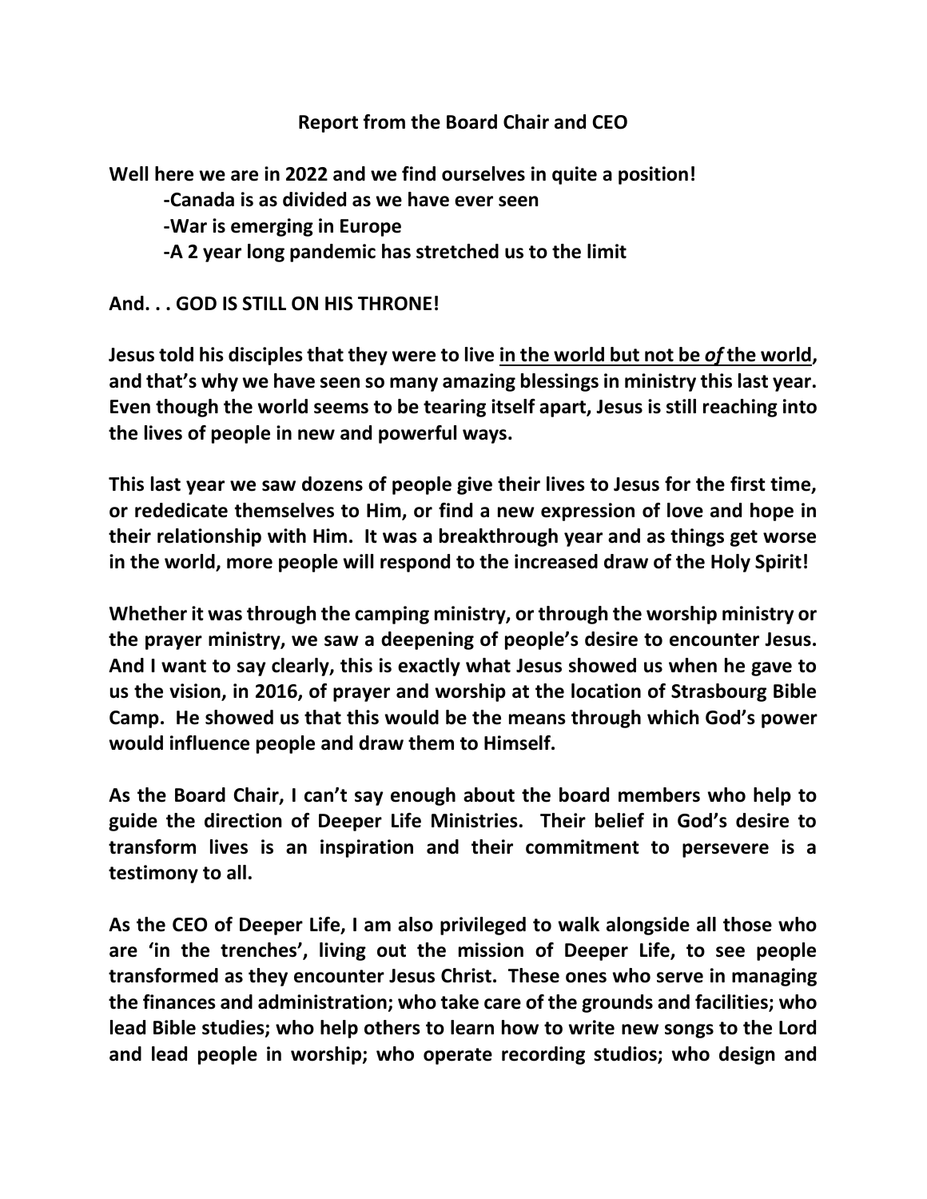## Report from the Board Chair and CEO

**Well here we are in 2022 and we find ourselves in quite a position!**

**-Canada is as divided as we have ever seen**

**-War is emerging in Europe**

**-A 2 year long pandemic has stretched us to the limit**

**And. . . GOD IS STILL ON HIS THRONE!**

**Jesus told his disciples that they were to live <u>in the world but not be *of* the world</u>, and that's why we have seen so many amazing blessings in ministry this last year. Even though the world seems to be tearing itself apart, Jesus is still reaching into the lives of people in new and powerful ways.**

**This last year we saw dozens of people give their lives to Jesus for the first time, or rededicate themselves to Him, or find a new expression of love and hope in their relationship with Him. It was a breakthrough year and as things get worse in the world, more people will respond to the increased draw of the Holy Spirit!**

**Whether it was through the camping ministry, or through the worship ministry or the prayer ministry, we saw a deepening of people's desire to encounter Jesus. And I want to say clearly, this is exactly what Jesus showed us when he gave to us the vision, in 2016, of prayer and worship at the location of Strasbourg Bible Camp. He showed us that this would be the means through which God's power would influence people and draw them to Himself.**

**As the Board Chair, I can't say enough about the board members who help to guide the direction of Deeper Life Ministries. Their belief in God's desire to transform lives is an inspiration and their commitment to persevere is a testimony to all.**

**As the CEO of Deeper Life, I am also privileged to walk alongside all those who are 'in the trenches', living out the mission of Deeper Life, to see people transformed as they encounter Jesus Christ. These ones who serve in managing the finances and administration; who take care of the grounds and facilities; who lead Bible studies; who help others to learn how to write new songs to the Lord and lead people in worship; who operate recording studios; who design and**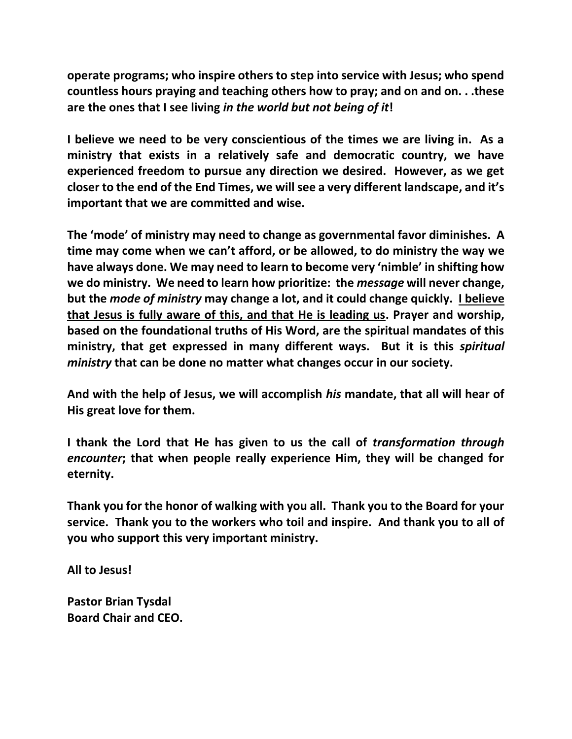**operate programs; who inspire others to step into service with Jesus; who spend countless hours praying and teaching others how to pray; and on and on. . .these are the ones that I see living *in the world but not being of it*!**

**I believe we need to be very conscientious of the times we are living in. As a ministry that exists in a relatively safe and democratic country, we have experienced freedom to pursue any direction we desired. However, as we get closer to the end of the End Times, we will see a very different landscape, and it's important that we are committed and wise.**

**The 'mode' of ministry may need to change as governmental favor diminishes. A time may come when we can't afford, or be allowed, to do ministry the way we have always done. We may need to learn to become very 'nimble' in shifting how we do ministry. We need to learn how prioritize: the *message* will never change, but the *mode of ministry* may change a lot, and it could change quickly. <u>I believe that Jesus is fully aware of this, and that He is leading us</u>. Prayer and worship, based on the foundational truths of His Word, are the spiritual mandates of this ministry, that get expressed in many different ways. But it is this *spiritual ministry* that can be done no matter what changes occur in our society.**

**And with the help of Jesus, we will accomplish *his* mandate, that all will hear of His great love for them.**

**I thank the Lord that He has given to us the call of *transformation through encounter*; that when people really experience Him, they will be changed for eternity.**

**Thank you for the honor of walking with you all. Thank you to the Board for your service. Thank you to the workers who toil and inspire. And thank you to all of you who support this very important ministry.**

**All to Jesus!**

**Pastor Brian Tysdal**
**Board Chair and CEO.**